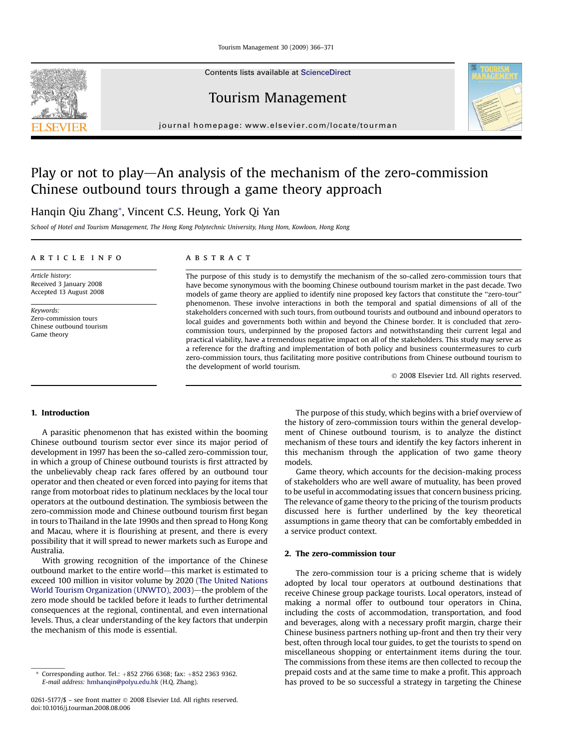# Play or not to play—An analysis of the mechanism of the zero-commission Chinese outbound tours through a game theory approach

Hanqin Qiu Zhang*, Vincent C.S. Heung, York Qi Yan

*School of Hotel and Tourism Management, The Hong Kong Polytechnic University, Hung Hom, Kowloon, Hong Kong*

## ARTICLE INFO

*Article history:*
Received 3 January 2008
Accepted 13 August 2008

*Keywords:*
Zero-commission tours
Chinese outbound tourism
Game theory

## ABSTRACT

The purpose of this study is to demystify the mechanism of the so-called zero-commission tours that have become synonymous with the booming Chinese outbound tourism market in the past decade. Two models of game theory are applied to identify nine proposed key factors that constitute the "zero-tour" phenomenon. These involve interactions in both the temporal and spatial dimensions of all of the stakeholders concerned with such tours, from outbound tourists and outbound and inbound operators to local guides and governments both within and beyond the Chinese border. It is concluded that zero-commission tours, underpinned by the proposed factors and notwithstanding their current legal and practical viability, have a tremendous negative impact on all of the stakeholders. This study may serve as a reference for the drafting and implementation of both policy and business countermeasures to curb zero-commission tours, thus facilitating more positive contributions from Chinese outbound tourism to the development of world tourism.

© 2008 Elsevier Ltd. All rights reserved.

## 1. Introduction

A parasitic phenomenon that has existed within the booming Chinese outbound tourism sector ever since its major period of development in 1997 has been the so-called zero-commission tour, in which a group of Chinese outbound tourists is first attracted by the unbelievably cheap rack fares offered by an outbound tour operator and then cheated or even forced into paying for items that range from motorboat rides to platinum necklaces by the local tour operators at the outbound destination. The symbiosis between the zero-commission mode and Chinese outbound tourism first began in tours to Thailand in the late 1990s and then spread to Hong Kong and Macau, where it is flourishing at present, and there is every possibility that it will spread to newer markets such as Europe and Australia.

With growing recognition of the importance of the Chinese outbound market to the entire world—this market is estimated to exceed 100 million in visitor volume by 2020 (The United Nations World Tourism Organization (UNWTO), 2003)—the problem of the zero mode should be tackled before it leads to further detrimental consequences at the regional, continental, and even international levels. Thus, a clear understanding of the key factors that underpin the mechanism of this mode is essential.

The purpose of this study, which begins with a brief overview of the history of zero-commission tours within the general development of Chinese outbound tourism, is to analyze the distinct mechanism of these tours and identify the key factors inherent in this mechanism through the application of two game theory models.

Game theory, which accounts for the decision-making process of stakeholders who are well aware of mutuality, has been proved to be useful in accommodating issues that concern business pricing. The relevance of game theory to the pricing of the tourism products discussed here is further underlined by the key theoretical assumptions in game theory that can be comfortably embedded in a service product context.

## 2. The zero-commission tour

The zero-commission tour is a pricing scheme that is widely adopted by local tour operators at outbound destinations that receive Chinese group package tourists. Local operators, instead of making a normal offer to outbound tour operators in China, including the costs of accommodation, transportation, and food and beverages, along with a necessary profit margin, charge their Chinese business partners nothing up-front and then try their very best, often through local tour guides, to get the tourists to spend on miscellaneous shopping or entertainment items during the tour. The commissions from these items are then collected to recoup the prepaid costs and at the same time to make a profit. This approach has proved to be so successful a strategy in targeting the Chinese

* Corresponding author. Tel.: +852 2766 6368; fax: +852 2363 9362.
*E-mail address:* hmhanqin@polyu.edu.hk (H.Q. Zhang).

0261-5177/$ – see front matter © 2008 Elsevier Ltd. All rights reserved.
doi:10.1016/j.tourman.2008.08.006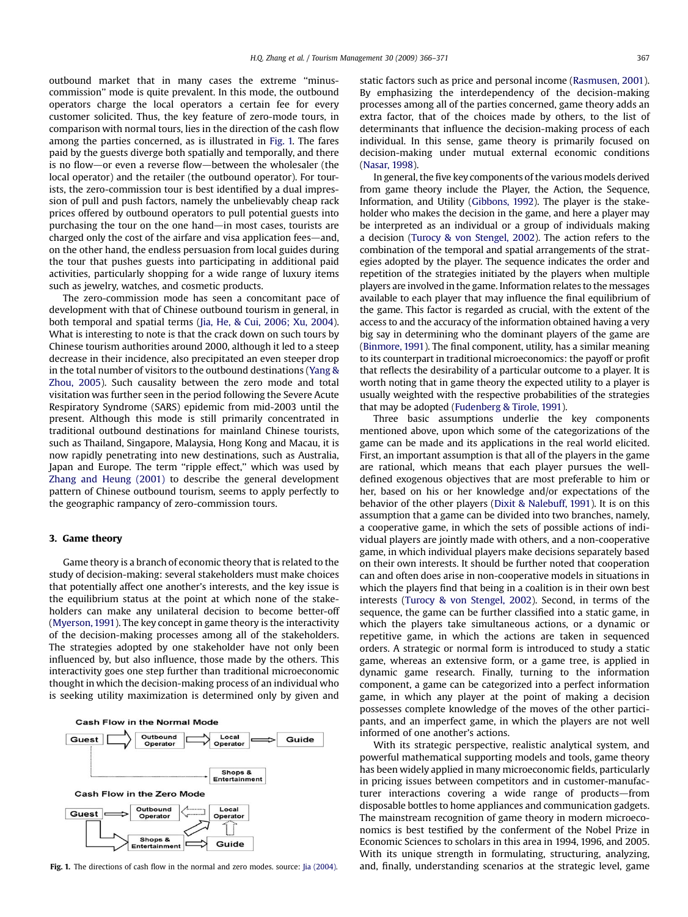outbound market that in many cases the extreme "minus-commission" mode is quite prevalent. In this mode, the outbound operators charge the local operators a certain fee for every customer solicited. Thus, the key feature of zero-mode tours, in comparison with normal tours, lies in the direction of the cash flow among the parties concerned, as is illustrated in Fig. 1. The fares paid by the guests diverge both spatially and temporally, and there is no flow—or even a reverse flow—between the wholesaler (the local operator) and the retailer (the outbound operator). For tourists, the zero-commission tour is best identified by a dual impression of pull and push factors, namely the unbelievably cheap rack prices offered by outbound operators to pull potential guests into purchasing the tour on the one hand—in most cases, tourists are charged only the cost of the airfare and visa application fees—and, on the other hand, the endless persuasion from local guides during the tour that pushes guests into participating in additional paid activities, particularly shopping for a wide range of luxury items such as jewelry, watches, and cosmetic products.

The zero-commission mode has seen a concomitant pace of development with that of Chinese outbound tourism in general, in both temporal and spatial terms (Jia, He, & Cui, 2006; Xu, 2004). What is interesting to note is that the crack down on such tours by Chinese tourism authorities around 2000, although it led to a steep decrease in their incidence, also precipitated an even steeper drop in the total number of visitors to the outbound destinations (Yang & Zhou, 2005). Such causality between the zero mode and total visitation was further seen in the period following the Severe Acute Respiratory Syndrome (SARS) epidemic from mid-2003 until the present. Although this mode is still primarily concentrated in traditional outbound destinations for mainland Chinese tourists, such as Thailand, Singapore, Malaysia, Hong Kong and Macau, it is now rapidly penetrating into new destinations, such as Australia, Japan and Europe. The term "ripple effect," which was used by Zhang and Heung (2001) to describe the general development pattern of Chinese outbound tourism, seems to apply perfectly to the geographic rampancy of zero-commission tours.

Cash Flow in the Normal Mode

Guest
Outbound Operator
Local Operator
Guide
Shops & Entertainment

Cash Flow in the Zero Mode

Guest
Outbound Operator
Local Operator
Shops & Entertainment
Guide

Fig. 1. The directions of cash flow in the normal and zero modes. source: Jia (2004).

## 3. Game theory

Game theory is a branch of economic theory that is related to the study of decision-making: several stakeholders must make choices that potentially affect one another's interests, and the key issue is the equilibrium status at the point at which none of the stakeholders can make any unilateral decision to become better-off (Myerson, 1991). The key concept in game theory is the interactivity of the decision-making processes among all of the stakeholders. The strategies adopted by one stakeholder have not only been influenced by, but also influence, those made by the others. This interactivity goes one step further than traditional microeconomic thought in which the decision-making process of an individual who is seeking utility maximization is determined only by given and static factors such as price and personal income (Rasmusen, 2001). By emphasizing the interdependency of the decision-making processes among all of the parties concerned, game theory adds an extra factor, that of the choices made by others, to the list of determinants that influence the decision-making process of each individual. In this sense, game theory is primarily focused on decision-making under mutual external economic conditions (Nasar, 1998).

In general, the five key components of the various models derived from game theory include the Player, the Action, the Sequence, Information, and Utility (Gibbons, 1992). The player is the stakeholder who makes the decision in the game, and here a player may be interpreted as an individual or a group of individuals making a decision (Turocy & von Stengel, 2002). The action refers to the combination of the temporal and spatial arrangements of the strategies adopted by the player. The sequence indicates the order and repetition of the strategies initiated by the players when multiple players are involved in the game. Information relates to the messages available to each player that may influence the final equilibrium of the game. This factor is regarded as crucial, with the extent of the access to and the accuracy of the information obtained having a very big say in determining who the dominant players of the game are (Binmore, 1991). The final component, utility, has a similar meaning to its counterpart in traditional microeconomics: the payoff or profit that reflects the desirability of a particular outcome to a player. It is worth noting that in game theory the expected utility to a player is usually weighted with the respective probabilities of the strategies that may be adopted (Fudenberg & Tirole, 1991).

Three basic assumptions underlie the key components mentioned above, upon which some of the categorizations of the game can be made and its applications in the real world elicited. First, an important assumption is that all of the players in the game are rational, which means that each player pursues the well-defined exogenous objectives that are most preferable to him or her, based on his or her knowledge and/or expectations of the behavior of the other players (Dixit & Nalebuff, 1991). It is on this assumption that a game can be divided into two branches, namely, a cooperative game, in which the sets of possible actions of individual players are jointly made with others, and a non-cooperative game, in which individual players make decisions separately based on their own interests. It should be further noted that cooperation can and often does arise in non-cooperative models in situations in which the players find that being in a coalition is in their own best interests (Turocy & von Stengel, 2002). Second, in terms of the sequence, the game can be further classified into a static game, in which the players take simultaneous actions, or a dynamic or repetitive game, in which the actions are taken in sequenced orders. A strategic or normal form is introduced to study a static game, whereas an extensive form, or a game tree, is applied in dynamic game research. Finally, turning to the information component, a game can be categorized into a perfect information game, in which any player at the point of making a decision possesses complete knowledge of the moves of the other participants, and an imperfect game, in which the players are not well informed of one another's actions.

With its strategic perspective, realistic analytical system, and powerful mathematical supporting models and tools, game theory has been widely applied in many microeconomic fields, particularly in pricing issues between competitors and in customer-manufacturer interactions covering a wide range of products—from disposable bottles to home appliances and communication gadgets. The mainstream recognition of game theory in modern microeconomics is best testified by the conferment of the Nobel Prize in Economic Sciences to scholars in this area in 1994, 1996, and 2005. With its unique strength in formulating, structuring, analyzing, and, finally, understanding scenarios at the strategic level, game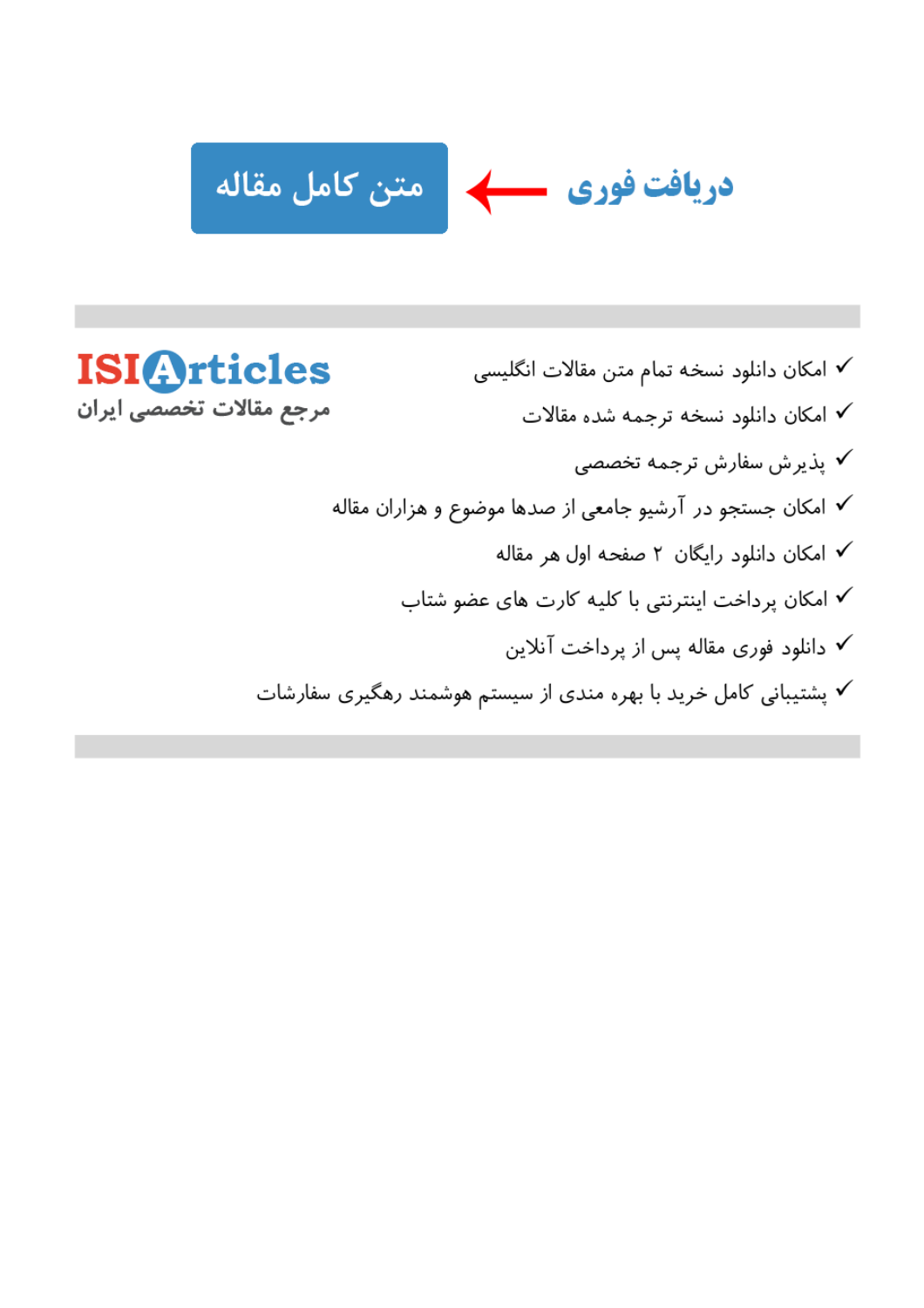دریافت فوری ← متن کامل مقاله

**ISIArticles**
مرجع مقالات تخصصی ایران

- ✓ امکان دانلود نسخه تمام متن مقالات انگلیسی
- ✓ امکان دانلود نسخه ترجمه شده مقالات
- ✓ پذیرش سفارش ترجمه تخصصی
- ✓ امکان جستجو در آرشیو جامعی از صدها موضوع و هزاران مقاله
- ✓ امکان دانلود رایگان ۲ صفحه اول هر مقاله
- ✓ امکان پرداخت اینترنتی با کلیه کارت های عضو شتاب
- ✓ دانلود فوری مقاله پس از پرداخت آنلاین
- ✓ پشتیبانی کامل خرید با بهره مندی از سیستم هوشمند رهگیری سفارشات